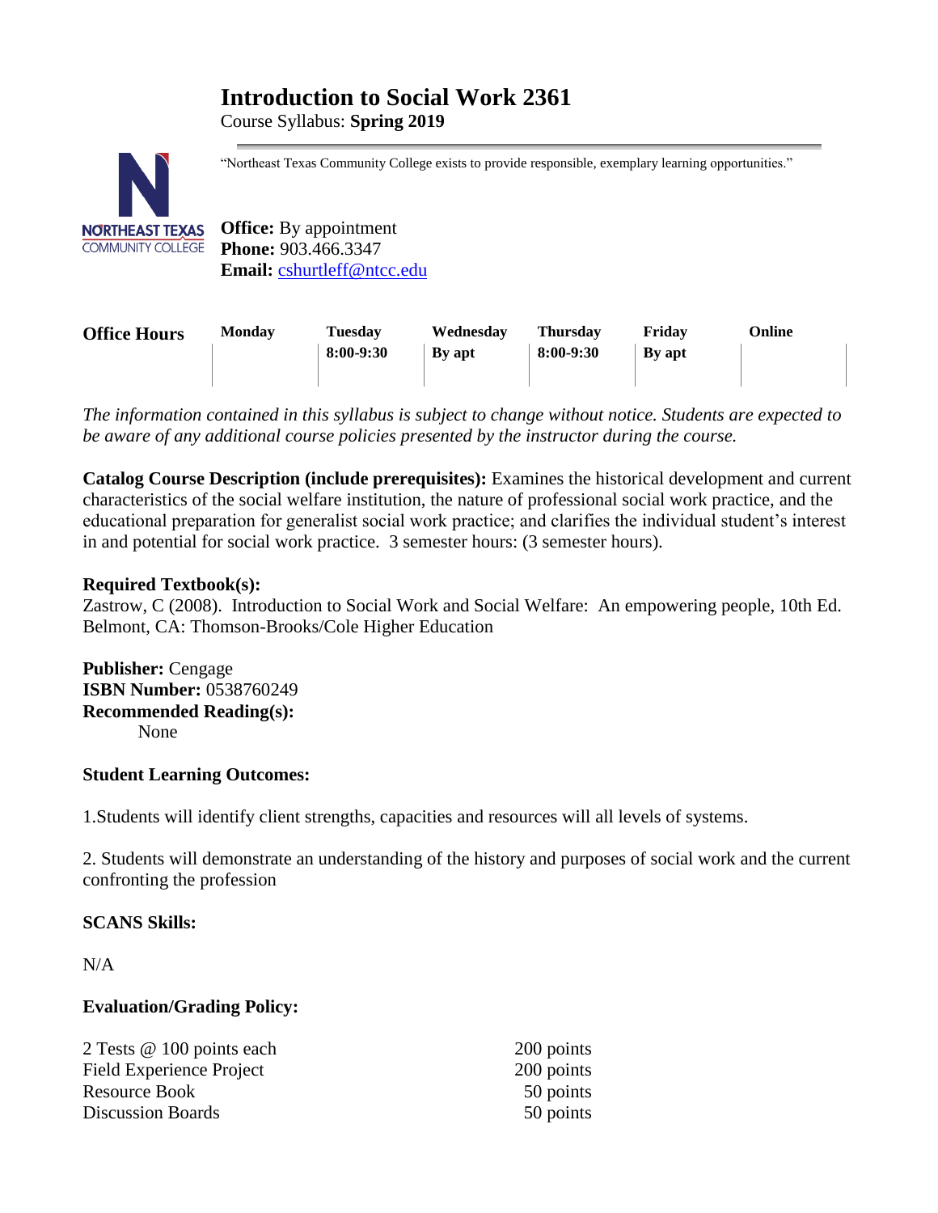# Introduction to Social Work 2361

Course Syllabus: **Spring 2019**

"Northeast Texas Community College exists to provide responsible, exemplary learning opportunities."

**Office:** By appointment
**Phone:** 903.466.3347
**Email:** cshurtleff@ntcc.edu

| Office Hours | Monday | Tuesday | Wednesday | Thursday | Friday | Online |
|---|---|---|---|---|---|---|
| | | **8:00-9:30** | **By apt** | **8:00-9:30** | **By apt** | |

*The information contained in this syllabus is subject to change without notice. Students are expected to be aware of any additional course policies presented by the instructor during the course.*

**Catalog Course Description (include prerequisites):** Examines the historical development and current characteristics of the social welfare institution, the nature of professional social work practice, and the educational preparation for generalist social work practice; and clarifies the individual student's interest in and potential for social work practice. 3 semester hours: (3 semester hours).

**Required Textbook(s):**
Zastrow, C (2008). Introduction to Social Work and Social Welfare: An empowering people, 10th Ed. Belmont, CA: Thomson-Brooks/Cole Higher Education

**Publisher:** Cengage
**ISBN Number:** 0538760249
**Recommended Reading(s):**
None

**Student Learning Outcomes:**

1.Students will identify client strengths, capacities and resources will all levels of systems.

2. Students will demonstrate an understanding of the history and purposes of social work and the current confronting the profession

**SCANS Skills:**

N/A

**Evaluation/Grading Policy:**

| | |
|---|---|
| 2 Tests @ 100 points each | 200 points |
| Field Experience Project | 200 points |
| Resource Book | 50 points |
| Discussion Boards | 50 points |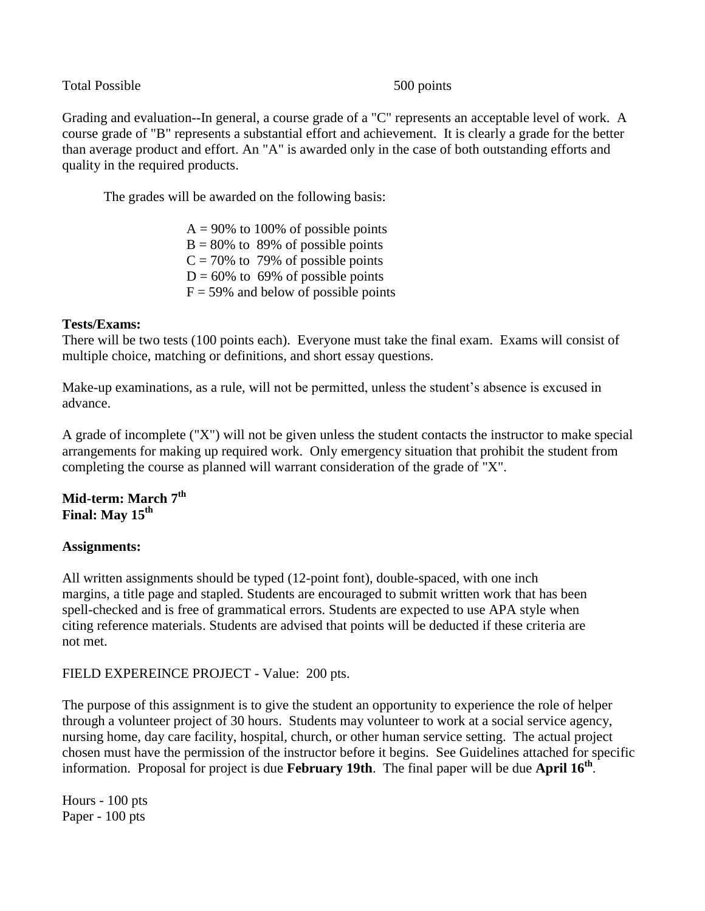Total Possible 500 points

Grading and evaluation--In general, a course grade of a "C" represents an acceptable level of work. A course grade of "B" represents a substantial effort and achievement. It is clearly a grade for the better than average product and effort. An "A" is awarded only in the case of both outstanding efforts and quality in the required products.

The grades will be awarded on the following basis:

A = 90% to 100% of possible points
B = 80% to 89% of possible points
C = 70% to 79% of possible points
D = 60% to 69% of possible points
F = 59% and below of possible points

**Tests/Exams:**
There will be two tests (100 points each). Everyone must take the final exam. Exams will consist of multiple choice, matching or definitions, and short essay questions.

Make-up examinations, as a rule, will not be permitted, unless the student's absence is excused in advance.

A grade of incomplete ("X") will not be given unless the student contacts the instructor to make special arrangements for making up required work. Only emergency situation that prohibit the student from completing the course as planned will warrant consideration of the grade of "X".

**Mid-term: March 7th**
**Final: May 15th**

**Assignments:**

All written assignments should be typed (12-point font), double-spaced, with one inch margins, a title page and stapled. Students are encouraged to submit written work that has been spell-checked and is free of grammatical errors. Students are expected to use APA style when citing reference materials. Students are advised that points will be deducted if these criteria are not met.

FIELD EXPEREINCE PROJECT - Value: 200 pts.

The purpose of this assignment is to give the student an opportunity to experience the role of helper through a volunteer project of 30 hours. Students may volunteer to work at a social service agency, nursing home, day care facility, hospital, church, or other human service setting. The actual project chosen must have the permission of the instructor before it begins. See Guidelines attached for specific information. Proposal for project is due **February 19th**. The final paper will be due **April 16th**.

Hours - 100 pts
Paper - 100 pts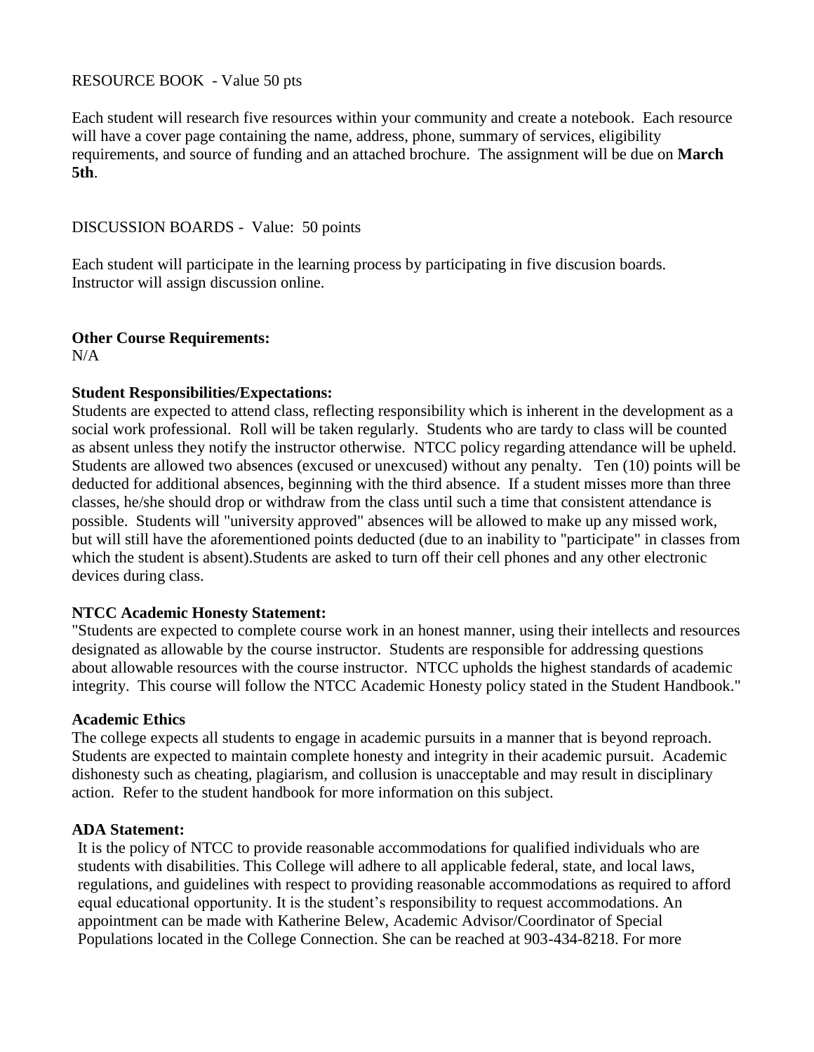RESOURCE BOOK - Value 50 pts

Each student will research five resources within your community and create a notebook. Each resource will have a cover page containing the name, address, phone, summary of services, eligibility requirements, and source of funding and an attached brochure. The assignment will be due on **March 5th**.

DISCUSSION BOARDS - Value: 50 points

Each student will participate in the learning process by participating in five discusion boards. Instructor will assign discussion online.

**Other Course Requirements:**
N/A

**Student Responsibilities/Expectations:**
Students are expected to attend class, reflecting responsibility which is inherent in the development as a social work professional. Roll will be taken regularly. Students who are tardy to class will be counted as absent unless they notify the instructor otherwise. NTCC policy regarding attendance will be upheld. Students are allowed two absences (excused or unexcused) without any penalty. Ten (10) points will be deducted for additional absences, beginning with the third absence. If a student misses more than three classes, he/she should drop or withdraw from the class until such a time that consistent attendance is possible. Students will "university approved" absences will be allowed to make up any missed work, but will still have the aforementioned points deducted (due to an inability to "participate" in classes from which the student is absent).Students are asked to turn off their cell phones and any other electronic devices during class.

**NTCC Academic Honesty Statement:**
"Students are expected to complete course work in an honest manner, using their intellects and resources designated as allowable by the course instructor. Students are responsible for addressing questions about allowable resources with the course instructor. NTCC upholds the highest standards of academic integrity. This course will follow the NTCC Academic Honesty policy stated in the Student Handbook."

**Academic Ethics**
The college expects all students to engage in academic pursuits in a manner that is beyond reproach. Students are expected to maintain complete honesty and integrity in their academic pursuit. Academic dishonesty such as cheating, plagiarism, and collusion is unacceptable and may result in disciplinary action. Refer to the student handbook for more information on this subject.

**ADA Statement:**
It is the policy of NTCC to provide reasonable accommodations for qualified individuals who are students with disabilities. This College will adhere to all applicable federal, state, and local laws, regulations, and guidelines with respect to providing reasonable accommodations as required to afford equal educational opportunity. It is the student's responsibility to request accommodations. An appointment can be made with Katherine Belew, Academic Advisor/Coordinator of Special Populations located in the College Connection. She can be reached at 903-434-8218. For more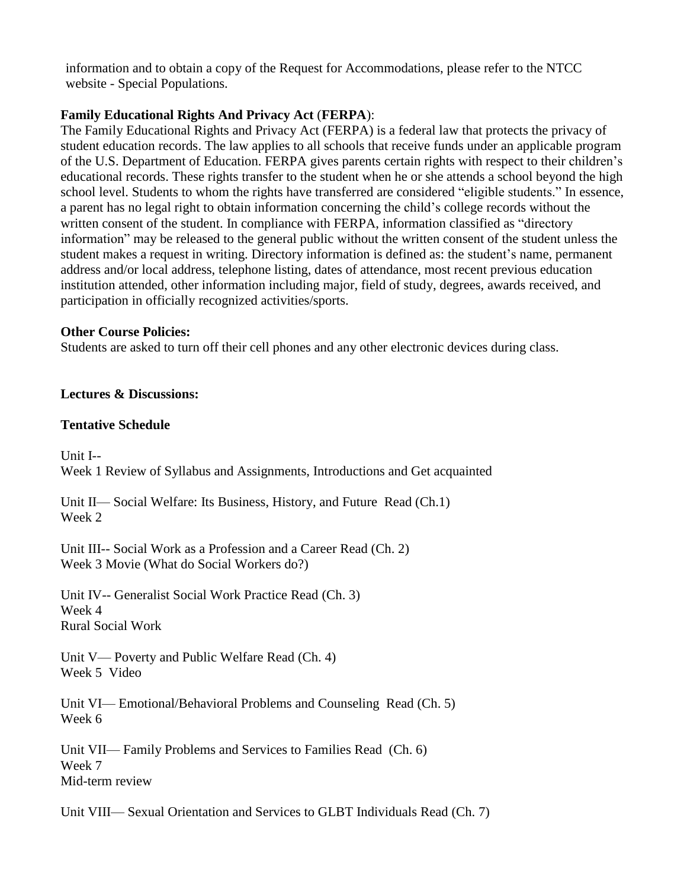information and to obtain a copy of the Request for Accommodations, please refer to the NTCC website - Special Populations.

**Family Educational Rights And Privacy Act** (**FERPA**):

The Family Educational Rights and Privacy Act (FERPA) is a federal law that protects the privacy of student education records. The law applies to all schools that receive funds under an applicable program of the U.S. Department of Education. FERPA gives parents certain rights with respect to their children's educational records. These rights transfer to the student when he or she attends a school beyond the high school level. Students to whom the rights have transferred are considered "eligible students." In essence, a parent has no legal right to obtain information concerning the child's college records without the written consent of the student. In compliance with FERPA, information classified as "directory information" may be released to the general public without the written consent of the student unless the student makes a request in writing. Directory information is defined as: the student's name, permanent address and/or local address, telephone listing, dates of attendance, most recent previous education institution attended, other information including major, field of study, degrees, awards received, and participation in officially recognized activities/sports.

**Other Course Policies:**

Students are asked to turn off their cell phones and any other electronic devices during class.

**Lectures & Discussions:**

**Tentative Schedule**

Unit I--
Week 1 Review of Syllabus and Assignments, Introductions and Get acquainted

Unit II— Social Welfare: Its Business, History, and Future Read (Ch.1)
Week 2

Unit III-- Social Work as a Profession and a Career Read (Ch. 2)
Week 3 Movie (What do Social Workers do?)

Unit IV-- Generalist Social Work Practice Read (Ch. 3)
Week 4
Rural Social Work

Unit V— Poverty and Public Welfare Read (Ch. 4)
Week 5 Video

Unit VI— Emotional/Behavioral Problems and Counseling Read (Ch. 5)
Week 6

Unit VII— Family Problems and Services to Families Read (Ch. 6)
Week 7
Mid-term review

Unit VIII— Sexual Orientation and Services to GLBT Individuals Read (Ch. 7)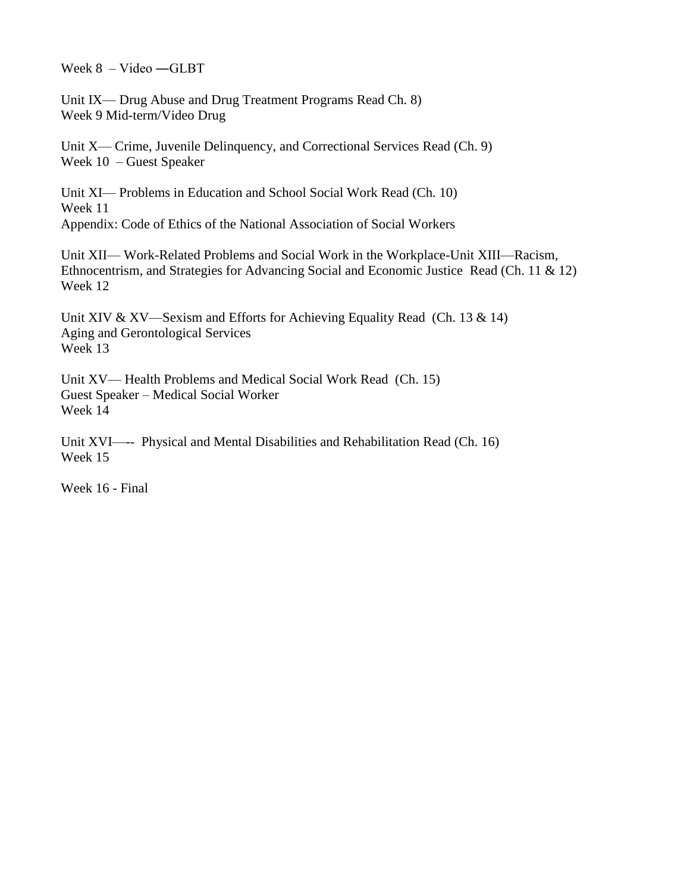Week 8 – Video ―GLBT

Unit IX— Drug Abuse and Drug Treatment Programs Read Ch. 8)
Week 9 Mid-term/Video Drug

Unit X— Crime, Juvenile Delinquency, and Correctional Services Read (Ch. 9)
Week 10 – Guest Speaker

Unit XI— Problems in Education and School Social Work Read (Ch. 10)
Week 11
Appendix: Code of Ethics of the National Association of Social Workers

Unit XII— Work-Related Problems and Social Work in the Workplace-Unit XIII—Racism, Ethnocentrism, and Strategies for Advancing Social and Economic Justice Read (Ch. 11 & 12)
Week 12

Unit XIV & XV—Sexism and Efforts for Achieving Equality Read (Ch. 13 & 14)
Aging and Gerontological Services
Week 13

Unit XV— Health Problems and Medical Social Work Read (Ch. 15)
Guest Speaker – Medical Social Worker
Week 14

Unit XVI—-- Physical and Mental Disabilities and Rehabilitation Read (Ch. 16)
Week 15

Week 16 - Final